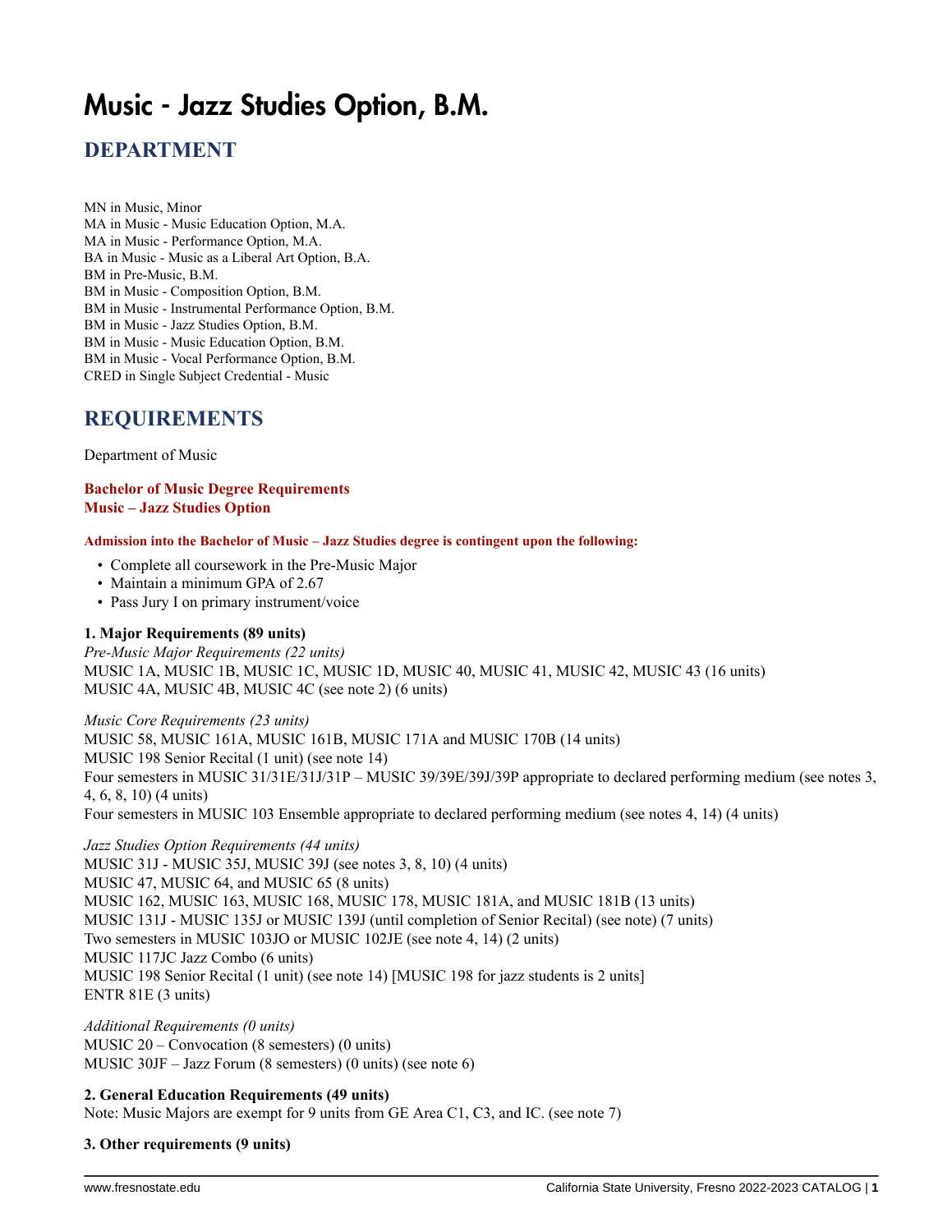# Music - Jazz Studies Option, B.M.

## DEPARTMENT

MN in Music, Minor
MA in Music - Music Education Option, M.A.
MA in Music - Performance Option, M.A.
BA in Music - Music as a Liberal Art Option, B.A.
BM in Pre-Music, B.M.
BM in Music - Composition Option, B.M.
BM in Music - Instrumental Performance Option, B.M.
BM in Music - Jazz Studies Option, B.M.
BM in Music - Music Education Option, B.M.
BM in Music - Vocal Performance Option, B.M.
CRED in Single Subject Credential - Music

## REQUIREMENTS

Department of Music

**Bachelor of Music Degree Requirements**
**Music – Jazz Studies Option**

**Admission into the Bachelor of Music – Jazz Studies degree is contingent upon the following:**

- Complete all coursework in the Pre-Music Major
- Maintain a minimum GPA of 2.67
- Pass Jury I on primary instrument/voice

**1. Major Requirements (89 units)**

*Pre-Music Major Requirements (22 units)*
MUSIC 1A, MUSIC 1B, MUSIC 1C, MUSIC 1D, MUSIC 40, MUSIC 41, MUSIC 42, MUSIC 43 (16 units)
MUSIC 4A, MUSIC 4B, MUSIC 4C (see note 2) (6 units)

*Music Core Requirements (23 units)*
MUSIC 58, MUSIC 161A, MUSIC 161B, MUSIC 171A and MUSIC 170B (14 units)
MUSIC 198 Senior Recital (1 unit) (see note 14)
Four semesters in MUSIC 31/31E/31J/31P – MUSIC 39/39E/39J/39P appropriate to declared performing medium (see notes 3, 4, 6, 8, 10) (4 units)
Four semesters in MUSIC 103 Ensemble appropriate to declared performing medium (see notes 4, 14) (4 units)

*Jazz Studies Option Requirements (44 units)*
MUSIC 31J - MUSIC 35J, MUSIC 39J (see notes 3, 8, 10) (4 units)
MUSIC 47, MUSIC 64, and MUSIC 65 (8 units)
MUSIC 162, MUSIC 163, MUSIC 168, MUSIC 178, MUSIC 181A, and MUSIC 181B (13 units)
MUSIC 131J - MUSIC 135J or MUSIC 139J (until completion of Senior Recital) (see note) (7 units)
Two semesters in MUSIC 103JO or MUSIC 102JE (see note 4, 14) (2 units)
MUSIC 117JC Jazz Combo (6 units)
MUSIC 198 Senior Recital (1 unit) (see note 14) [MUSIC 198 for jazz students is 2 units]
ENTR 81E (3 units)

*Additional Requirements (0 units)*
MUSIC 20 – Convocation (8 semesters) (0 units)
MUSIC 30JF – Jazz Forum (8 semesters) (0 units) (see note 6)

**2. General Education Requirements (49 units)**
Note: Music Majors are exempt for 9 units from GE Area C1, C3, and IC. (see note 7)

**3. Other requirements (9 units)**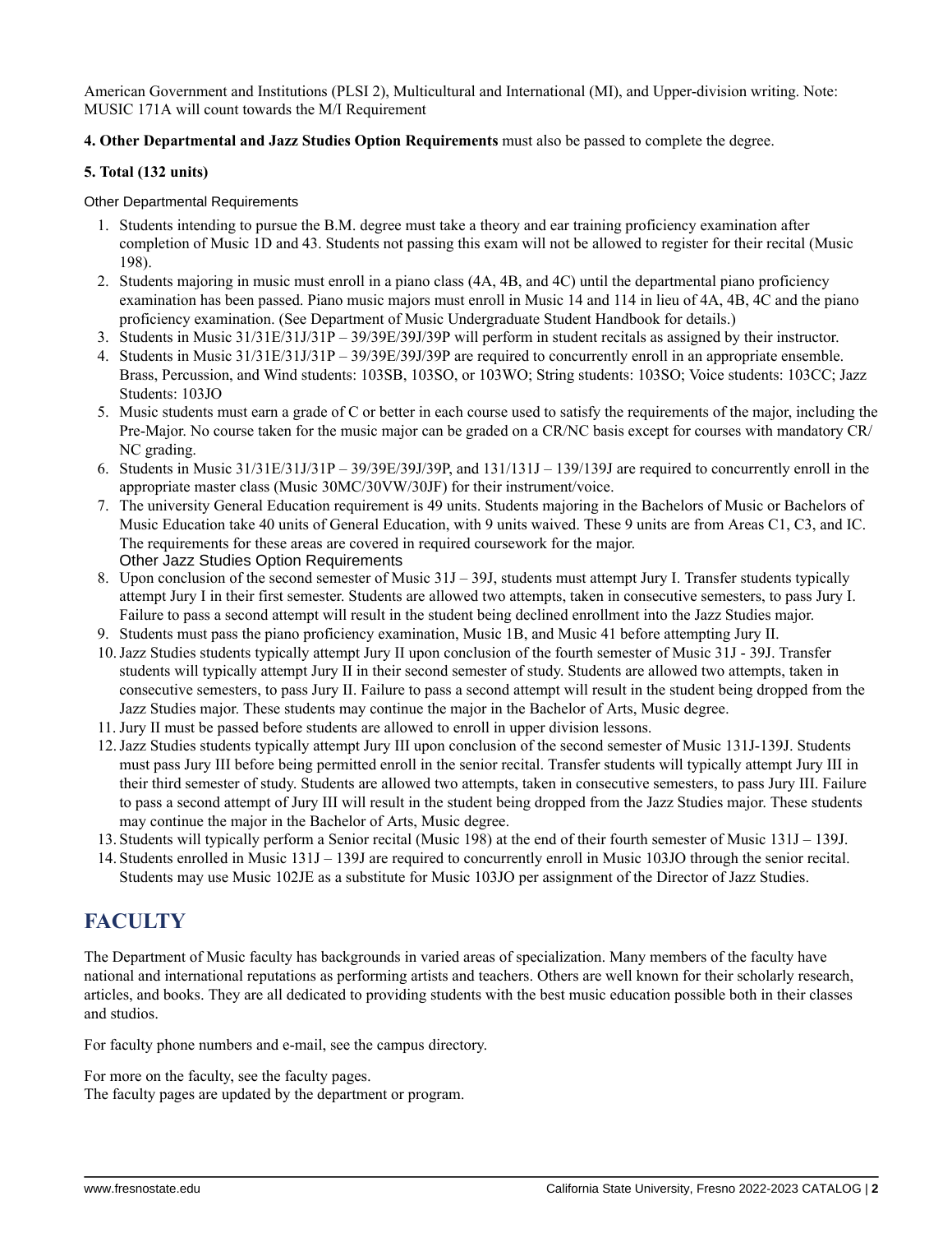American Government and Institutions (PLSI 2), Multicultural and International (MI), and Upper-division writing. Note: MUSIC 171A will count towards the M/I Requirement

**4. Other Departmental and Jazz Studies Option Requirements** must also be passed to complete the degree.

**5. Total (132 units)**

### Other Departmental Requirements

1. Students intending to pursue the B.M. degree must take a theory and ear training proficiency examination after completion of Music 1D and 43. Students not passing this exam will not be allowed to register for their recital (Music 198).
2. Students majoring in music must enroll in a piano class (4A, 4B, and 4C) until the departmental piano proficiency examination has been passed. Piano music majors must enroll in Music 14 and 114 in lieu of 4A, 4B, 4C and the piano proficiency examination. (See Department of Music Undergraduate Student Handbook for details.)
3. Students in Music 31/31E/31J/31P – 39/39E/39J/39P will perform in student recitals as assigned by their instructor.
4. Students in Music 31/31E/31J/31P – 39/39E/39J/39P are required to concurrently enroll in an appropriate ensemble. Brass, Percussion, and Wind students: 103SB, 103SO, or 103WO; String students: 103SO; Voice students: 103CC; Jazz Students: 103JO
5. Music students must earn a grade of C or better in each course used to satisfy the requirements of the major, including the Pre-Major. No course taken for the music major can be graded on a CR/NC basis except for courses with mandatory CR/NC grading.
6. Students in Music 31/31E/31J/31P – 39/39E/39J/39P, and 131/131J – 139/139J are required to concurrently enroll in the appropriate master class (Music 30MC/30VW/30JF) for their instrument/voice.
7. The university General Education requirement is 49 units. Students majoring in the Bachelors of Music or Bachelors of Music Education take 40 units of General Education, with 9 units waived. These 9 units are from Areas C1, C3, and IC. The requirements for these areas are covered in required coursework for the major.

### Other Jazz Studies Option Requirements

8. Upon conclusion of the second semester of Music 31J – 39J, students must attempt Jury I. Transfer students typically attempt Jury I in their first semester. Students are allowed two attempts, taken in consecutive semesters, to pass Jury I. Failure to pass a second attempt will result in the student being declined enrollment into the Jazz Studies major.
9. Students must pass the piano proficiency examination, Music 1B, and Music 41 before attempting Jury II.
10. Jazz Studies students typically attempt Jury II upon conclusion of the fourth semester of Music 31J - 39J. Transfer students will typically attempt Jury II in their second semester of study. Students are allowed two attempts, taken in consecutive semesters, to pass Jury II. Failure to pass a second attempt will result in the student being dropped from the Jazz Studies major. These students may continue the major in the Bachelor of Arts, Music degree.
11. Jury II must be passed before students are allowed to enroll in upper division lessons.
12. Jazz Studies students typically attempt Jury III upon conclusion of the second semester of Music 131J-139J. Students must pass Jury III before being permitted enroll in the senior recital. Transfer students will typically attempt Jury III in their third semester of study. Students are allowed two attempts, taken in consecutive semesters, to pass Jury III. Failure to pass a second attempt of Jury III will result in the student being dropped from the Jazz Studies major. These students may continue the major in the Bachelor of Arts, Music degree.
13. Students will typically perform a Senior recital (Music 198) at the end of their fourth semester of Music 131J – 139J.
14. Students enrolled in Music 131J – 139J are required to concurrently enroll in Music 103JO through the senior recital. Students may use Music 102JE as a substitute for Music 103JO per assignment of the Director of Jazz Studies.

## FACULTY

The Department of Music faculty has backgrounds in varied areas of specialization. Many members of the faculty have national and international reputations as performing artists and teachers. Others are well known for their scholarly research, articles, and books. They are all dedicated to providing students with the best music education possible both in their classes and studios.

For faculty phone numbers and e-mail, see the campus directory.

For more on the faculty, see the faculty pages.
The faculty pages are updated by the department or program.